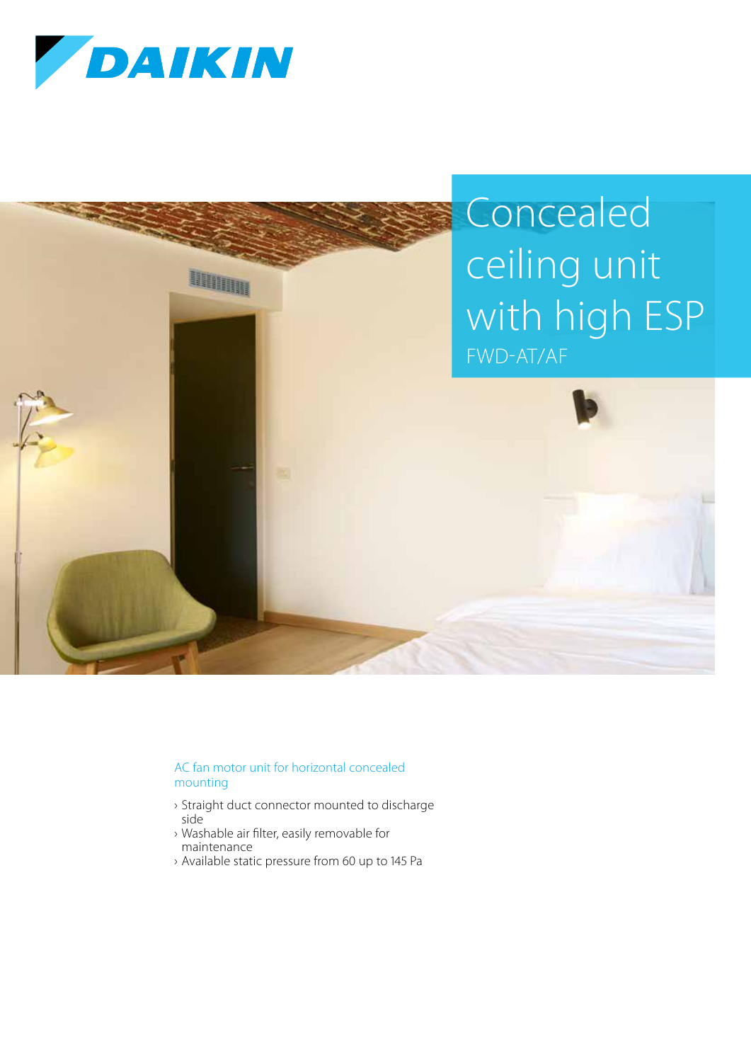DAIKIN

# Concealed ceiling unit with high ESP

FWD-AT/AF

AC fan motor unit for horizontal concealed mounting

- Straight duct connector mounted to discharge side
- Washable air filter, easily removable for maintenance
- Available static pressure from 60 up to 145 Pa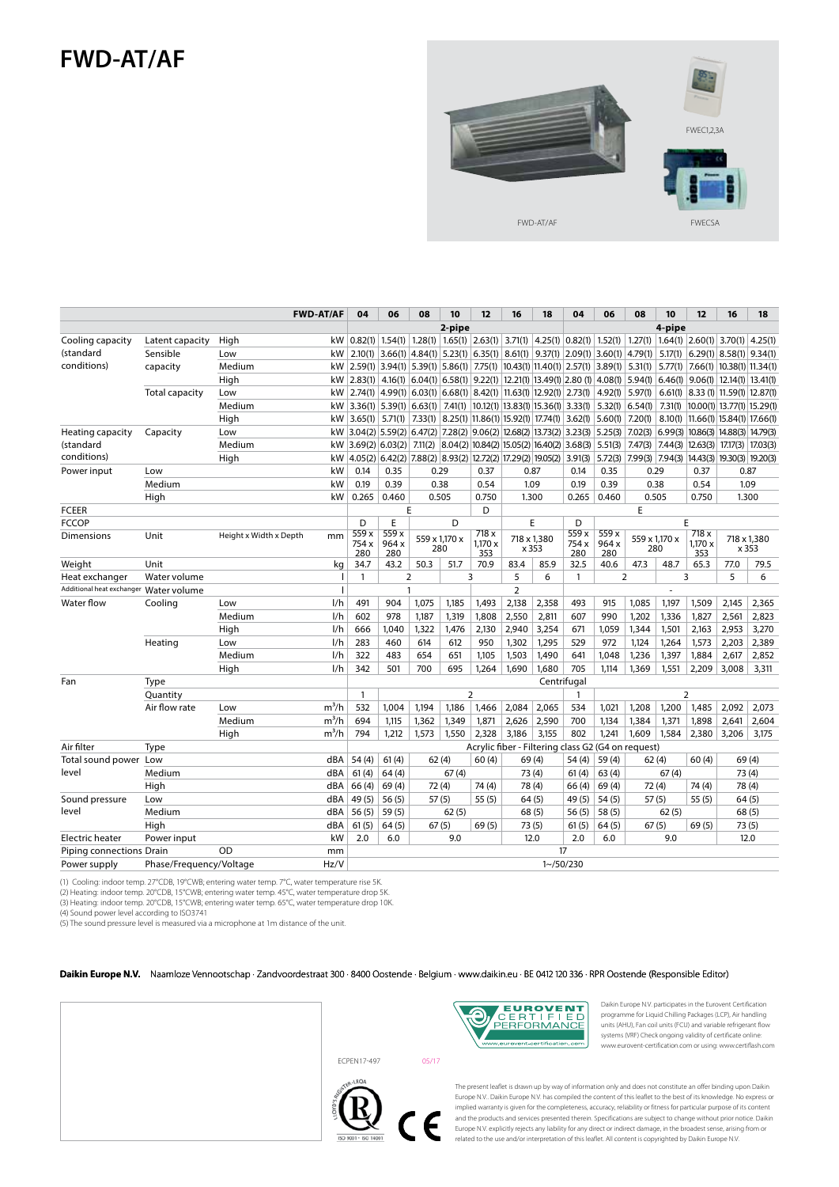# FWD-AT/AF

FWEC1,2,3A

FWD-AT/AF

FWECSA

| | | | FWD-AT/AF | 04 | 06 | 08 | 10 | 12 | 16 | 18 | 04 | 06 | 08 | 10 | 12 | 16 | 18 |
|---|---|---|---|---|---|---|---|---|---|---|---|---|---|---|---|---|---|
| | | | | 2-pipe | | | | | | | 4-pipe | | | | | | |
| Cooling capacity (standard conditions) | Latent capacity | High | kW | 0.82(1) | 1.54(1) | 1.28(1) | 1.65(1) | 2.63(1) | 3.71(1) | 4.25(1) | 0.82(1) | 1.52(1) | 1.27(1) | 1.64(1) | 2.60(1) | 3.70(1) | 4.25(1) |
| | Sensible capacity | Low | kW | 2.10(1) | 3.66(1) | 4.84(1) | 5.23(1) | 6.35(1) | 8.61(1) | 9.37(1) | 2.09(1) | 3.60(1) | 4.79(1) | 5.17(1) | 6.29(1) | 8.58(1) | 9.34(1) |
| | | Medium | kW | 2.59(1) | 3.94(1) | 5.39(1) | 5.86(1) | 7.75(1) | 10.43(1) | 11.40(1) | 2.57(1) | 3.89(1) | 5.31(1) | 5.77(1) | 7.66(1) | 10.38(1) | 11.34(1) |
| | | High | kW | 2.83(1) | 4.16(1) | 6.04(1) | 6.58(1) | 9.22(1) | 12.21(1) | 13.49(1) | 2.80 (1) | 4.08(1) | 5.94(1) | 6.46(1) | 9.06(1) | 12.14(1) | 13.41(1) |
| | Total capacity | Low | kW | 2.74(1) | 4.99(1) | 6.03(1) | 6.68(1) | 8.42(1) | 11.63(1) | 12.92(1) | 2.73(1) | 4.92(1) | 5.97(1) | 6.61(1) | 8.33 (1) | 11.59(1) | 12.87(1) |
| | | Medium | kW | 3.36(1) | 5.39(1) | 6.63(1) | 7.41(1) | 10.12(1) | 13.83(1) | 15.36(1) | 3.33(1) | 5.32(1) | 6.54(1) | 7.31(1) | 10.00(1) | 13.77(1) | 15.29(1) |
| | | High | kW | 3.65(1) | 5.71(1) | 7.33(1) | 8.25(1) | 11.86(1) | 15.92(1) | 17.74(1) | 3.62(1) | 5.60(1) | 7.20(1) | 8.10(1) | 11.66(1) | 15.84(1) | 17.66(1) |
| Heating capacity (standard conditions) | Capacity | Low | kW | 3.04(2) | 5.59(2) | 6.47(2) | 7.28(2) | 9.06(2) | 12.68(2) | 13.73(2) | 3.23(3) | 5.25(3) | 7.02(3) | 6.99(3) | 10.86(3) | 14.88(3) | 14.79(3) |
| | | Medium | kW | 3.69(2) | 6.03(2) | 7.11(2) | 8.04(2) | 10.84(2) | 15.05(2) | 16.40(2) | 3.68(3) | 5.51(3) | 7.47(3) | 7.44(3) | 12.63(3) | 17.17(3) | 17.03(3) |
| | | High | kW | 4.05(2) | 6.42(2) | 7.88(2) | 8.93(2) | 12.72(2) | 17.29(2) | 19.05(2) | 3.91(3) | 5.72(3) | 7.99(3) | 7.94(3) | 14.43(3) | 19.30(3) | 19.20(3) |
| Power input | Low | | kW | 0.14 | 0.35 | 0.29 | | 0.37 | 0.87 | | 0.14 | 0.35 | 0.29 | | 0.37 | 0.87 | |
| | Medium | | kW | 0.19 | 0.39 | 0.38 | | 0.54 | 1.09 | | 0.19 | 0.39 | 0.38 | | 0.54 | 1.09 | |
| | High | | kW | 0.265 | 0.460 | 0.505 | | 0.750 | 1.300 | | 0.265 | 0.460 | 0.505 | | 0.750 | 1.300 | |
| FCEER | | | | E | | | | D | | | E | | | | | | |
| FCCOP | | | | D | E | D | | | E | | D | E | | | | | |
| Dimensions | Unit | Height x Width x Depth | mm | 559 x 754 x 280 | 559 x 964 x 280 | 559 x 1,170 x 280 | | 718 x 1,170 x 353 | 718 x 1,380 x 353 | | 559 x 754 x 280 | 559 x 964 x 280 | 559 x 1,170 x 280 | | 718 x 1,170 x 353 | 718 x 1,380 x 353 | |
| Weight | Unit | | kg | 34.7 | 43.2 | 50.3 | 51.7 | 70.9 | 83.4 | 85.9 | 32.5 | 40.6 | 47.3 | 48.7 | 65.3 | 77.0 | 79.5 |
| Heat exchanger | Water volume | | l | 1 | 2 | | 3 | | 5 | 6 | 1 | 2 | | 3 | | 5 | 6 |
| Additional heat exchanger | Water volume | | l | 1 | | | | | 2 | | - | | | | | | |
| Water flow | Cooling | Low | l/h | 491 | 904 | 1,075 | 1,185 | 1,493 | 2,138 | 2,358 | 493 | 915 | 1,085 | 1,197 | 1,509 | 2,145 | 2,365 |
| | | Medium | l/h | 602 | 978 | 1,187 | 1,319 | 1,808 | 2,550 | 2,811 | 607 | 990 | 1,202 | 1,336 | 1,827 | 2,561 | 2,823 |
| | | High | l/h | 666 | 1,040 | 1,322 | 1,476 | 2,130 | 2,940 | 3,254 | 671 | 1,059 | 1,344 | 1,501 | 2,163 | 2,953 | 3,270 |
| | Heating | Low | l/h | 283 | 460 | 614 | 612 | 950 | 1,302 | 1,295 | 529 | 972 | 1,124 | 1,264 | 1,573 | 2,203 | 2,389 |
| | | Medium | l/h | 322 | 483 | 654 | 651 | 1,105 | 1,503 | 1,490 | 641 | 1,048 | 1,236 | 1,397 | 1,884 | 2,617 | 2,852 |
| | | High | l/h | 342 | 501 | 700 | 695 | 1,264 | 1,690 | 1,680 | 705 | 1,114 | 1,369 | 1,551 | 2,209 | 3,008 | 3,311 |
| Fan | Type | | | Centrifugal | | | | | | | | | | | | | |
| | Quantity | | | 1 | 2 | | | | | | 1 | 2 | | | | | |
| | Air flow rate | Low | $m^3/h$ | 532 | 1,004 | 1,194 | 1,186 | 1,466 | 2,084 | 2,065 | 534 | 1,021 | 1,208 | 1,200 | 1,485 | 2,092 | 2,073 |
| | | Medium | $m^3/h$ | 694 | 1,115 | 1,362 | 1,349 | 1,871 | 2,626 | 2,590 | 700 | 1,134 | 1,384 | 1,371 | 1,898 | 2,641 | 2,604 |
| | | High | $m^3/h$ | 794 | 1,212 | 1,573 | 1,550 | 2,328 | 3,186 | 3,155 | 802 | 1,241 | 1,609 | 1,584 | 2,380 | 3,206 | 3,175 |
| Air filter | Type | | | Acrylic fiber - Filtering class G2 (G4 on request) | | | | | | | | | | | | | |
| Total sound power level | Low | | dBA | 54 (4) | 61 (4) | 62 (4) | | 60 (4) | 69 (4) | | 54 (4) | 59 (4) | 62 (4) | | 60 (4) | 69 (4) | |
| | Medium | | dBA | 61 (4) | 64 (4) | 67 (4) | | | 73 (4) | | 61 (4) | 63 (4) | 67 (4) | | | 73 (4) | |
| | High | | dBA | 66 (4) | 69 (4) | 72 (4) | | 74 (4) | 78 (4) | | 66 (4) | 69 (4) | 72 (4) | | 74 (4) | 78 (4) | |
| Sound pressure level | Low | | dBA | 49 (5) | 56 (5) | 57 (5) | | 55 (5) | 64 (5) | | 49 (5) | 54 (5) | 57 (5) | | 55 (5) | 64 (5) | |
| | Medium | | dBA | 56 (5) | 59 (5) | 62 (5) | | | 68 (5) | | 56 (5) | 58 (5) | 62 (5) | | | 68 (5) | |
| | High | | dBA | 61 (5) | 64 (5) | 67 (5) | | 69 (5) | 73 (5) | | 61 (5) | 64 (5) | 67 (5) | | 69 (5) | 73 (5) | |
| Electric heater | Power input | | kW | 2.0 | 6.0 | 9.0 | | | 12.0 | | 2.0 | 6.0 | 9.0 | | | 12.0 | |
| Piping connections | Drain | OD | mm | 17 | | | | | | | | | | | | | |
| Power supply | Phase/Frequency/Voltage | | Hz/V | 1~/50/230 | | | | | | | | | | | | | |

(1) Cooling: indoor temp. 27°CDB, 19°CWB; entering water temp. 7°C, water temperature rise 5K.
(2) Heating: indoor temp. 20°CDB, 15°CWB; entering water temp. 45°C, water temperature drop 5K.
(3) Heating: indoor temp. 20°CDB, 15°CWB; entering water temp. 65°C, water temperature drop 10K.
(4) Sound power level according to ISO3741
(5) The sound pressure level is measured via a microphone at 1m distance of the unit.

**Daikin Europe N.V.** Naamloze Vennootschap · Zandvoordestraat 300 · 8400 Oostende · Belgium · www.daikin.eu · BE 0412 120 336 · RPR Oostende (Responsible Editor)

ECPEN17-497 05/17

Daikin Europe N.V. participates in the Eurovent Certification programme for Liquid Chilling Packages (LCP), Air handling units (AHU), Fan coil units (FCU) and variable refrigerant flow systems (VRF) Check ongoing validity of certificate online: www.eurovent-certification.com or using: www.certiflash.com

The present leaflet is drawn up by way of information only and does not constitute an offer binding upon Daikin Europe N.V.. Daikin Europe N.V. has compiled the content of this leaflet to the best of its knowledge. No express or implied warranty is given for the completeness, accuracy, reliability or fitness for particular purpose of its content and the products and services presented therein. Specifications are subject to change without prior notice. Daikin Europe N.V. explicitly rejects any liability for any direct or indirect damage, in the broadest sense, arising from or related to the use and/or interpretation of this leaflet. All content is copyrighted by Daikin Europe N.V.